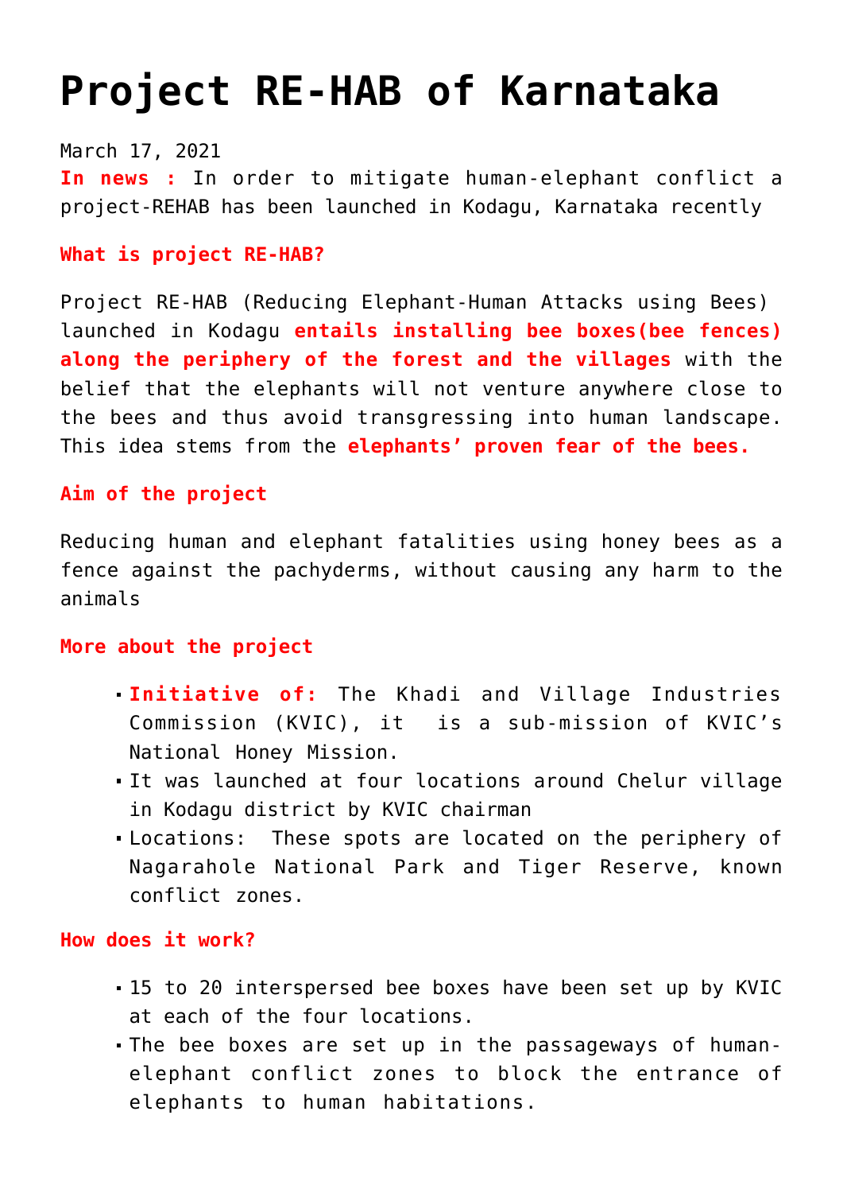# Project RE-HAB of Karnataka

March 17, 2021

**In news :** In order to mitigate human-elephant conflict a project-REHAB has been launched in Kodagu, Karnataka recently

**What is project RE-HAB?**

Project RE-HAB (Reducing Elephant-Human Attacks using Bees) launched in Kodagu **entails installing bee boxes(bee fences) along the periphery of the forest and the villages** with the belief that the elephants will not venture anywhere close to the bees and thus avoid transgressing into human landscape. This idea stems from the **elephants' proven fear of the bees.**

**Aim of the project**

Reducing human and elephant fatalities using honey bees as a fence against the pachyderms, without causing any harm to the animals

**More about the project**

- **Initiative of:** The Khadi and Village Industries Commission (KVIC), it is a sub-mission of KVIC's National Honey Mission.
- It was launched at four locations around Chelur village in Kodagu district by KVIC chairman
- Locations: These spots are located on the periphery of Nagarahole National Park and Tiger Reserve, known conflict zones.

**How does it work?**

- 15 to 20 interspersed bee boxes have been set up by KVIC at each of the four locations.
- The bee boxes are set up in the passageways of human-elephant conflict zones to block the entrance of elephants to human habitations.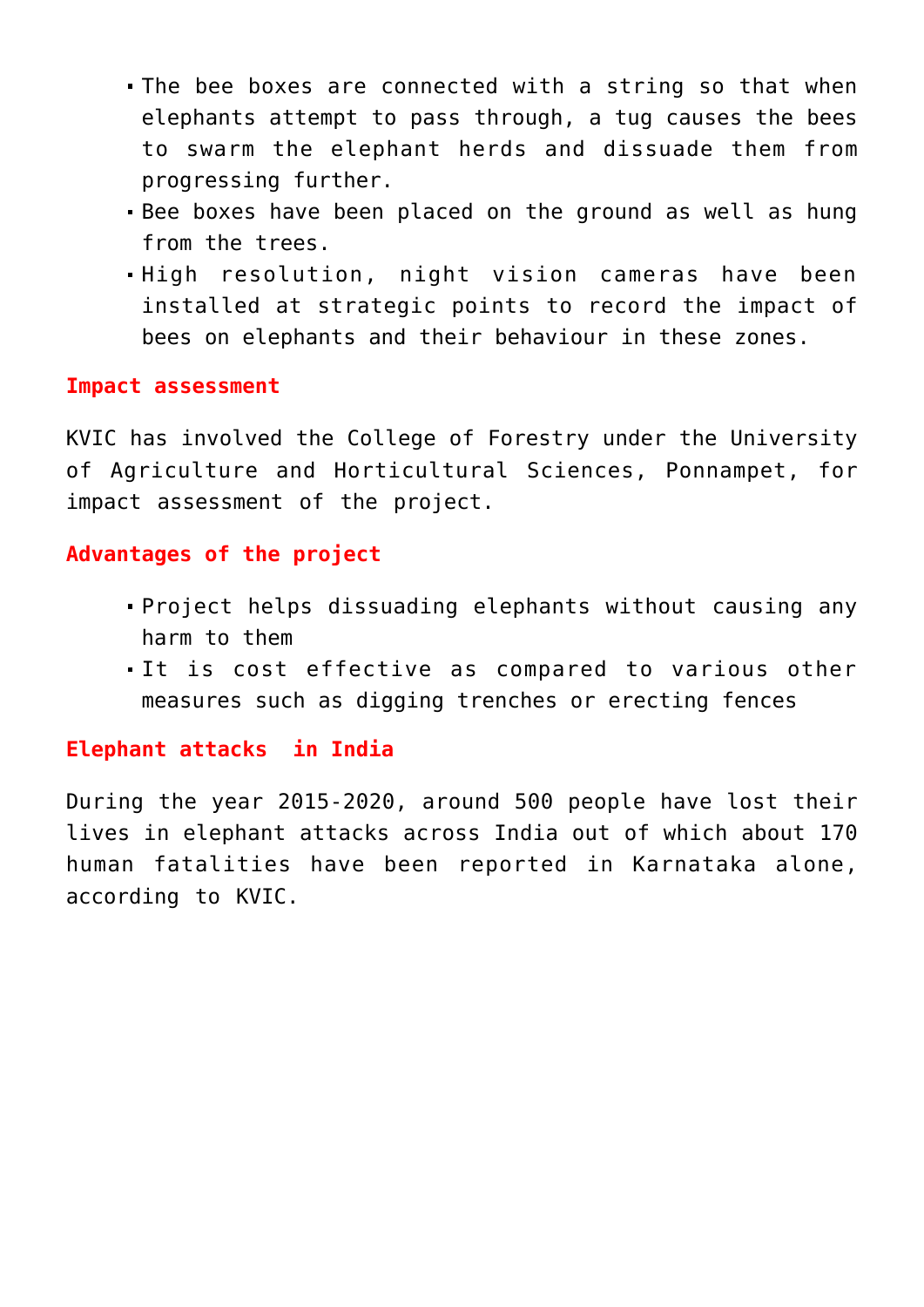- The bee boxes are connected with a string so that when elephants attempt to pass through, a tug causes the bees to swarm the elephant herds and dissuade them from progressing further.
- Bee boxes have been placed on the ground as well as hung from the trees.
- High resolution, night vision cameras have been installed at strategic points to record the impact of bees on elephants and their behaviour in these zones.

### Impact assessment

KVIC has involved the College of Forestry under the University of Agriculture and Horticultural Sciences, Ponnampet, for impact assessment of the project.

### Advantages of the project

- Project helps dissuading elephants without causing any harm to them
- It is cost effective as compared to various other measures such as digging trenches or erecting fences

### Elephant attacks in India

During the year 2015-2020, around 500 people have lost their lives in elephant attacks across India out of which about 170 human fatalities have been reported in Karnataka alone, according to KVIC.